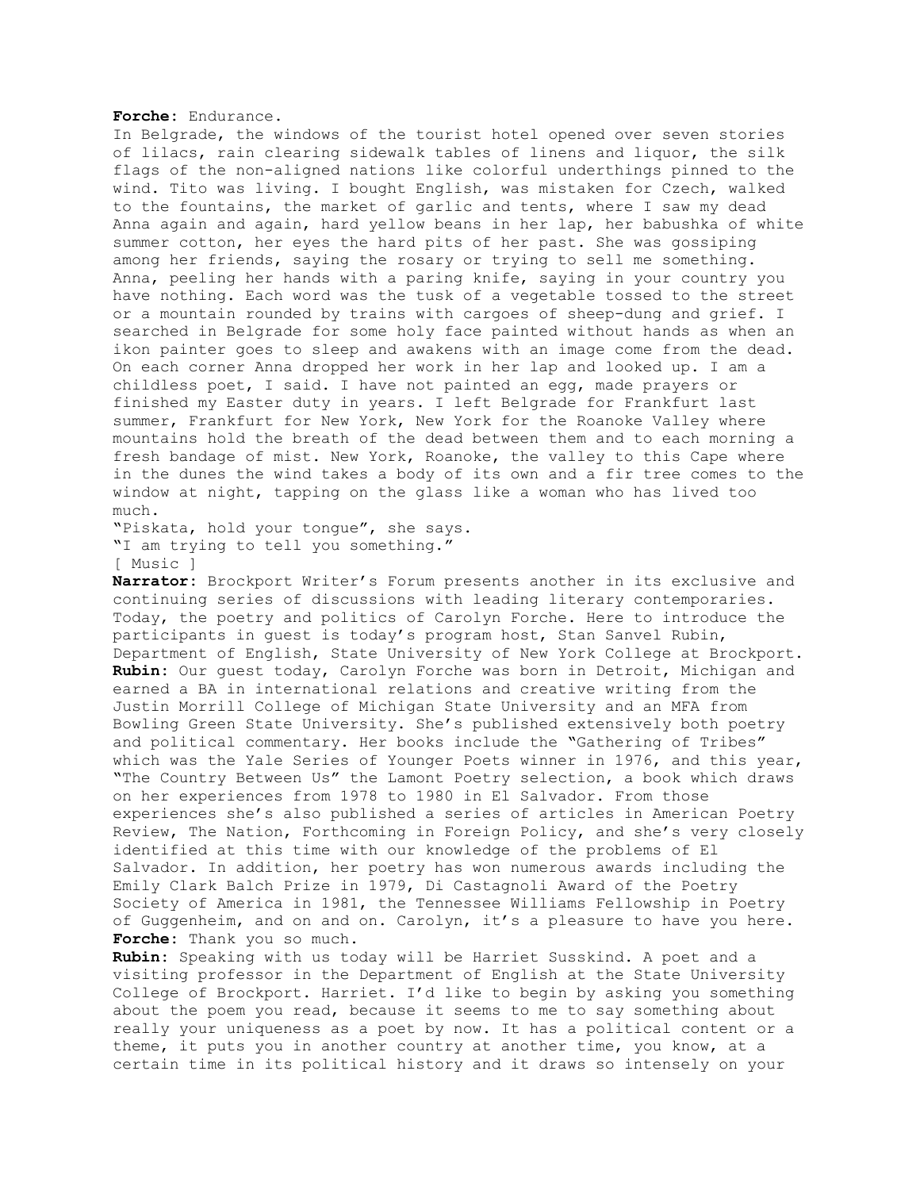**Forche**: Endurance.
In Belgrade, the windows of the tourist hotel opened over seven stories of lilacs, rain clearing sidewalk tables of linens and liquor, the silk flags of the non-aligned nations like colorful underthings pinned to the wind. Tito was living. I bought English, was mistaken for Czech, walked to the fountains, the market of garlic and tents, where I saw my dead Anna again and again, hard yellow beans in her lap, her babushka of white summer cotton, her eyes the hard pits of her past. She was gossiping among her friends, saying the rosary or trying to sell me something. Anna, peeling her hands with a paring knife, saying in your country you have nothing. Each word was the tusk of a vegetable tossed to the street or a mountain rounded by trains with cargoes of sheep-dung and grief. I searched in Belgrade for some holy face painted without hands as when an ikon painter goes to sleep and awakens with an image come from the dead. On each corner Anna dropped her work in her lap and looked up. I am a childless poet, I said. I have not painted an egg, made prayers or finished my Easter duty in years. I left Belgrade for Frankfurt last summer, Frankfurt for New York, New York for the Roanoke Valley where mountains hold the breath of the dead between them and to each morning a fresh bandage of mist. New York, Roanoke, the valley to this Cape where in the dunes the wind takes a body of its own and a fir tree comes to the window at night, tapping on the glass like a woman who has lived too much.
"Piskata, hold your tongue", she says.
"I am trying to tell you something."
[ Music ]
**Narrator**: Brockport Writer's Forum presents another in its exclusive and continuing series of discussions with leading literary contemporaries. Today, the poetry and politics of Carolyn Forche. Here to introduce the participants in guest is today's program host, Stan Sanvel Rubin, Department of English, State University of New York College at Brockport.
**Rubin**: Our guest today, Carolyn Forche was born in Detroit, Michigan and earned a BA in international relations and creative writing from the Justin Morrill College of Michigan State University and an MFA from Bowling Green State University. She's published extensively both poetry and political commentary. Her books include the "Gathering of Tribes" which was the Yale Series of Younger Poets winner in 1976, and this year, "The Country Between Us" the Lamont Poetry selection, a book which draws on her experiences from 1978 to 1980 in El Salvador. From those experiences she's also published a series of articles in American Poetry Review, The Nation, Forthcoming in Foreign Policy, and she's very closely identified at this time with our knowledge of the problems of El Salvador. In addition, her poetry has won numerous awards including the Emily Clark Balch Prize in 1979, Di Castagnoli Award of the Poetry Society of America in 1981, the Tennessee Williams Fellowship in Poetry of Guggenheim, and on and on. Carolyn, it's a pleasure to have you here.
**Forche**: Thank you so much.
**Rubin**: Speaking with us today will be Harriet Susskind. A poet and a visiting professor in the Department of English at the State University College of Brockport. Harriet. I'd like to begin by asking you something about the poem you read, because it seems to me to say something about really your uniqueness as a poet by now. It has a political content or a theme, it puts you in another country at another time, you know, at a certain time in its political history and it draws so intensely on your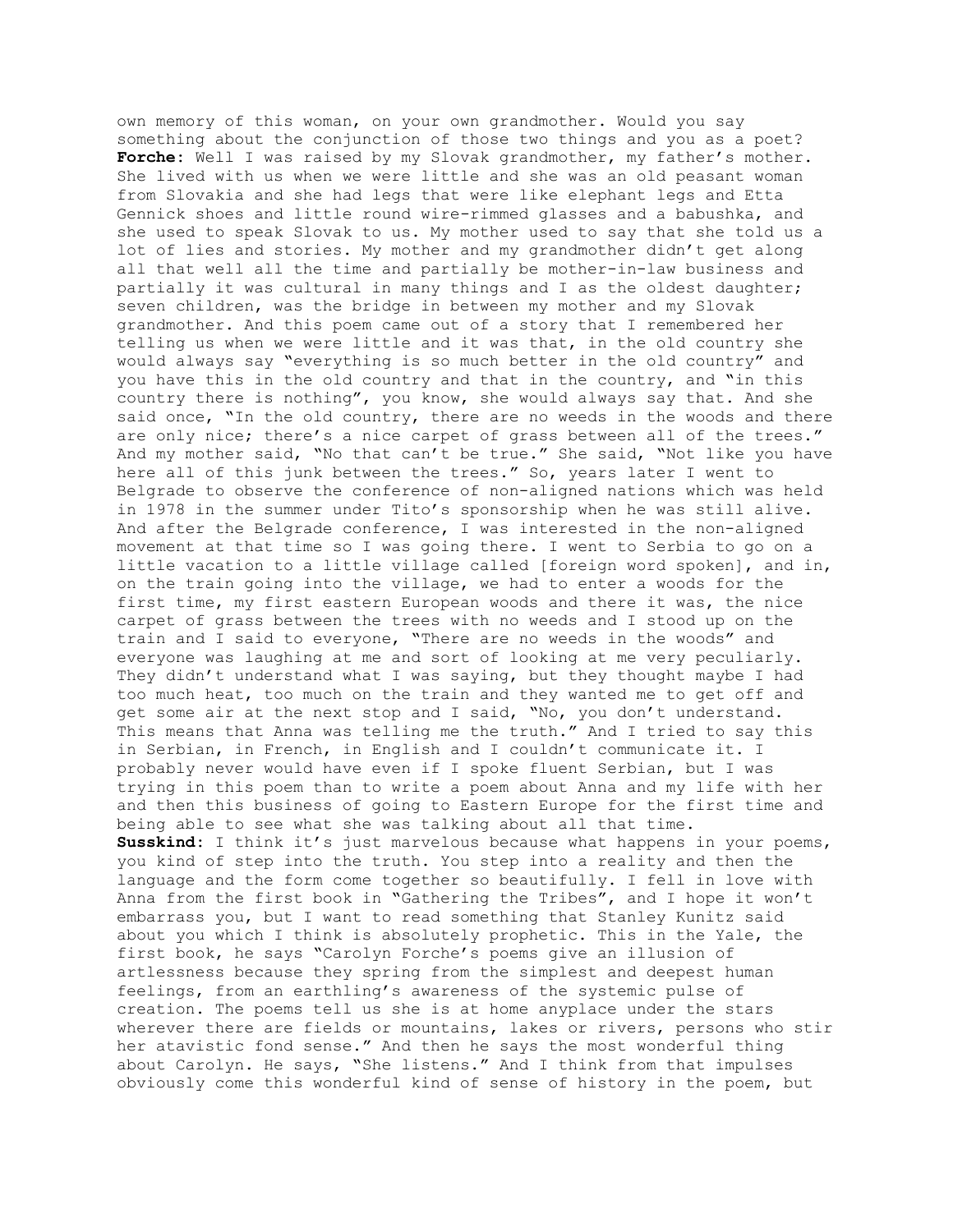own memory of this woman, on your own grandmother. Would you say something about the conjunction of those two things and you as a poet?

**Forche**: Well I was raised by my Slovak grandmother, my father's mother. She lived with us when we were little and she was an old peasant woman from Slovakia and she had legs that were like elephant legs and Etta Gennick shoes and little round wire-rimmed glasses and a babushka, and she used to speak Slovak to us. My mother used to say that she told us a lot of lies and stories. My mother and my grandmother didn't get along all that well all the time and partially be mother-in-law business and partially it was cultural in many things and I as the oldest daughter; seven children, was the bridge in between my mother and my Slovak grandmother. And this poem came out of a story that I remembered her telling us when we were little and it was that, in the old country she would always say "everything is so much better in the old country" and you have this in the old country and that in the country, and "in this country there is nothing", you know, she would always say that. And she said once, "In the old country, there are no weeds in the woods and there are only nice; there's a nice carpet of grass between all of the trees." And my mother said, "No that can't be true." She said, "Not like you have here all of this junk between the trees." So, years later I went to Belgrade to observe the conference of non-aligned nations which was held in 1978 in the summer under Tito's sponsorship when he was still alive. And after the Belgrade conference, I was interested in the non-aligned movement at that time so I was going there. I went to Serbia to go on a little vacation to a little village called [foreign word spoken], and in, on the train going into the village, we had to enter a woods for the first time, my first eastern European woods and there it was, the nice carpet of grass between the trees with no weeds and I stood up on the train and I said to everyone, "There are no weeds in the woods" and everyone was laughing at me and sort of looking at me very peculiarly. They didn't understand what I was saying, but they thought maybe I had too much heat, too much on the train and they wanted me to get off and get some air at the next stop and I said, "No, you don't understand. This means that Anna was telling me the truth." And I tried to say this in Serbian, in French, in English and I couldn't communicate it. I probably never would have even if I spoke fluent Serbian, but I was trying in this poem than to write a poem about Anna and my life with her and then this business of going to Eastern Europe for the first time and being able to see what she was talking about all that time.

**Susskind**: I think it's just marvelous because what happens in your poems, you kind of step into the truth. You step into a reality and then the language and the form come together so beautifully. I fell in love with Anna from the first book in "Gathering the Tribes", and I hope it won't embarrass you, but I want to read something that Stanley Kunitz said about you which I think is absolutely prophetic. This in the Yale, the first book, he says "Carolyn Forche's poems give an illusion of artlessness because they spring from the simplest and deepest human feelings, from an earthling's awareness of the systemic pulse of creation. The poems tell us she is at home anyplace under the stars wherever there are fields or mountains, lakes or rivers, persons who stir her atavistic fond sense." And then he says the most wonderful thing about Carolyn. He says, "She listens." And I think from that impulses obviously come this wonderful kind of sense of history in the poem, but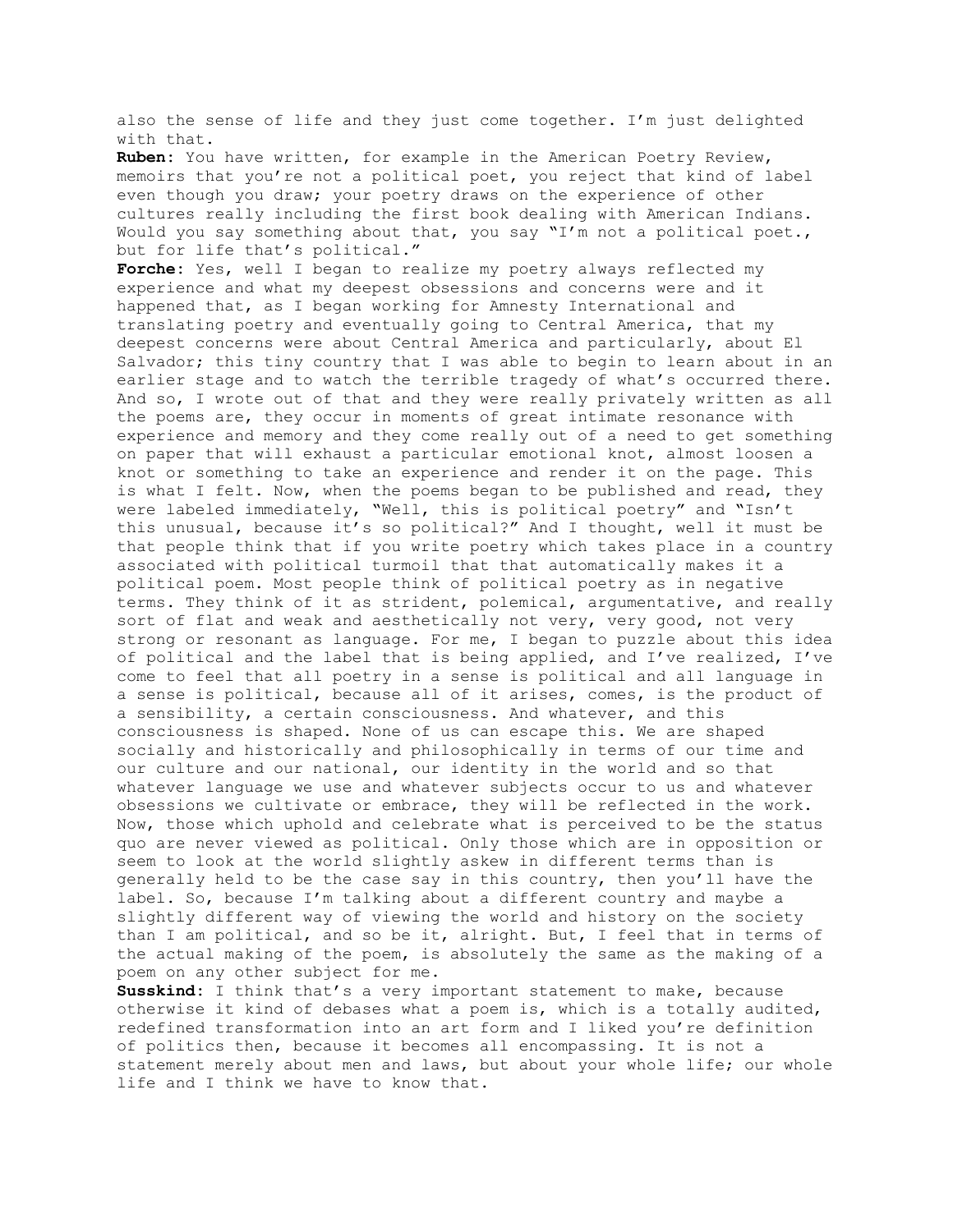also the sense of life and they just come together. I'm just delighted with that.

**Ruben**: You have written, for example in the American Poetry Review, memoirs that you're not a political poet, you reject that kind of label even though you draw; your poetry draws on the experience of other cultures really including the first book dealing with American Indians. Would you say something about that, you say "I'm not a political poet., but for life that's political."

**Forche**: Yes, well I began to realize my poetry always reflected my experience and what my deepest obsessions and concerns were and it happened that, as I began working for Amnesty International and translating poetry and eventually going to Central America, that my deepest concerns were about Central America and particularly, about El Salvador; this tiny country that I was able to begin to learn about in an earlier stage and to watch the terrible tragedy of what's occurred there. And so, I wrote out of that and they were really privately written as all the poems are, they occur in moments of great intimate resonance with experience and memory and they come really out of a need to get something on paper that will exhaust a particular emotional knot, almost loosen a knot or something to take an experience and render it on the page. This is what I felt. Now, when the poems began to be published and read, they were labeled immediately, "Well, this is political poetry" and "Isn't this unusual, because it's so political?" And I thought, well it must be that people think that if you write poetry which takes place in a country associated with political turmoil that that automatically makes it a political poem. Most people think of political poetry as in negative terms. They think of it as strident, polemical, argumentative, and really sort of flat and weak and aesthetically not very, very good, not very strong or resonant as language. For me, I began to puzzle about this idea of political and the label that is being applied, and I've realized, I've come to feel that all poetry in a sense is political and all language in a sense is political, because all of it arises, comes, is the product of a sensibility, a certain consciousness. And whatever, and this consciousness is shaped. None of us can escape this. We are shaped socially and historically and philosophically in terms of our time and our culture and our national, our identity in the world and so that whatever language we use and whatever subjects occur to us and whatever obsessions we cultivate or embrace, they will be reflected in the work. Now, those which uphold and celebrate what is perceived to be the status quo are never viewed as political. Only those which are in opposition or seem to look at the world slightly askew in different terms than is generally held to be the case say in this country, then you'll have the label. So, because I'm talking about a different country and maybe a slightly different way of viewing the world and history on the society than I am political, and so be it, alright. But, I feel that in terms of the actual making of the poem, is absolutely the same as the making of a poem on any other subject for me.

**Susskind**: I think that's a very important statement to make, because otherwise it kind of debases what a poem is, which is a totally audited, redefined transformation into an art form and I liked you're definition of politics then, because it becomes all encompassing. It is not a statement merely about men and laws, but about your whole life; our whole life and I think we have to know that.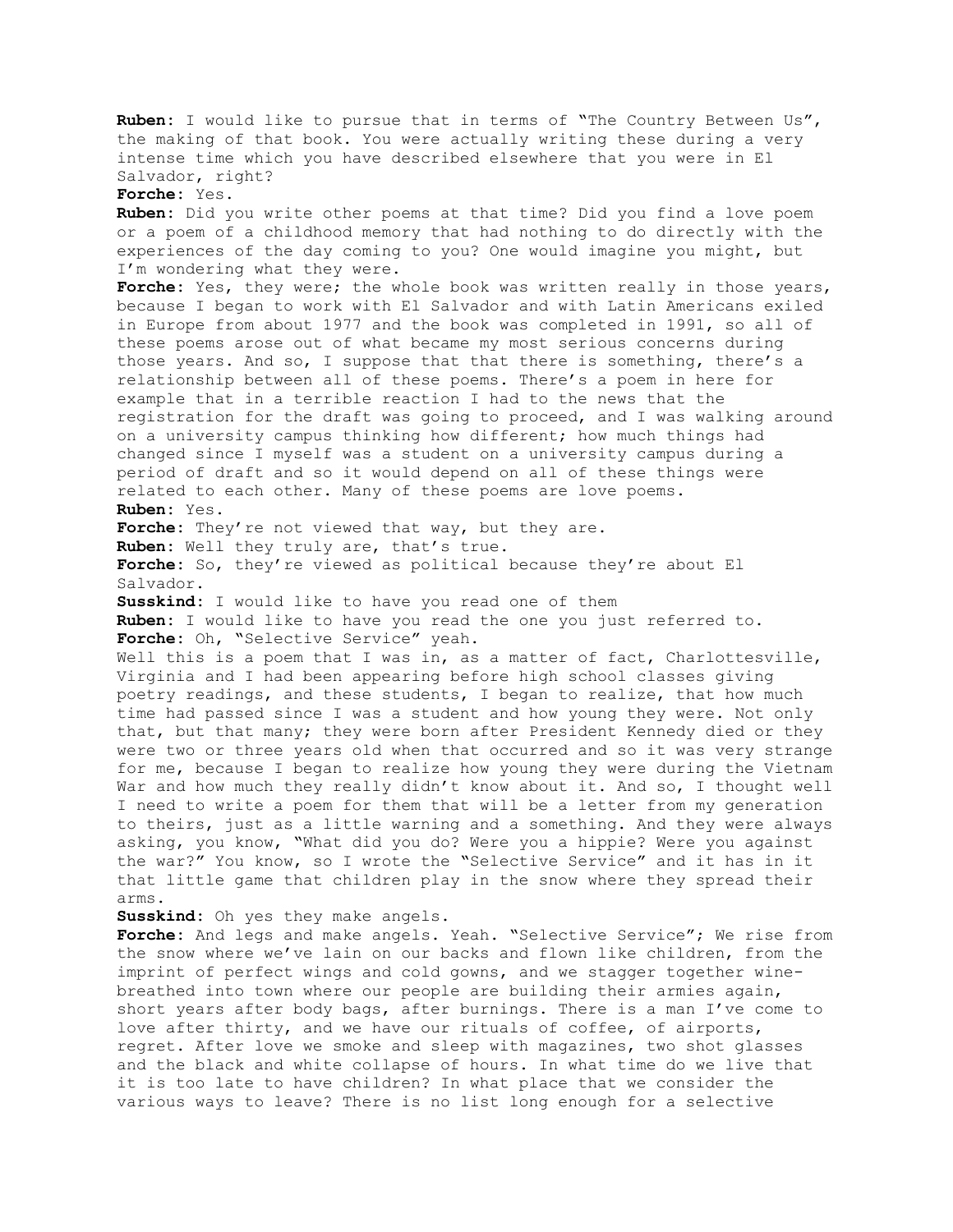**Ruben**: I would like to pursue that in terms of "The Country Between Us", the making of that book. You were actually writing these during a very intense time which you have described elsewhere that you were in El Salvador, right?

**Forche**: Yes.

**Ruben**: Did you write other poems at that time? Did you find a love poem or a poem of a childhood memory that had nothing to do directly with the experiences of the day coming to you? One would imagine you might, but I'm wondering what they were.

**Forche**: Yes, they were; the whole book was written really in those years, because I began to work with El Salvador and with Latin Americans exiled in Europe from about 1977 and the book was completed in 1991, so all of these poems arose out of what became my most serious concerns during those years. And so, I suppose that that there is something, there's a relationship between all of these poems. There's a poem in here for example that in a terrible reaction I had to the news that the registration for the draft was going to proceed, and I was walking around on a university campus thinking how different; how much things had changed since I myself was a student on a university campus during a period of draft and so it would depend on all of these things were related to each other. Many of these poems are love poems.

**Ruben**: Yes.

**Forche**: They're not viewed that way, but they are.

**Ruben**: Well they truly are, that's true.

**Forche**: So, they're viewed as political because they're about El Salvador.

**Susskind**: I would like to have you read one of them

**Ruben**: I would like to have you read the one you just referred to.

**Forche**: Oh, "Selective Service" yeah.

Well this is a poem that I was in, as a matter of fact, Charlottesville, Virginia and I had been appearing before high school classes giving poetry readings, and these students, I began to realize, that how much time had passed since I was a student and how young they were. Not only that, but that many; they were born after President Kennedy died or they were two or three years old when that occurred and so it was very strange for me, because I began to realize how young they were during the Vietnam War and how much they really didn't know about it. And so, I thought well I need to write a poem for them that will be a letter from my generation to theirs, just as a little warning and a something. And they were always asking, you know, "What did you do? Were you a hippie? Were you against the war?" You know, so I wrote the "Selective Service" and it has in it that little game that children play in the snow where they spread their arms.

**Susskind**: Oh yes they make angels.

**Forche**: And legs and make angels. Yeah. "Selective Service"; We rise from the snow where we've lain on our backs and flown like children, from the imprint of perfect wings and cold gowns, and we stagger together wine-breathed into town where our people are building their armies again, short years after body bags, after burnings. There is a man I've come to love after thirty, and we have our rituals of coffee, of airports, regret. After love we smoke and sleep with magazines, two shot glasses and the black and white collapse of hours. In what time do we live that it is too late to have children? In what place that we consider the various ways to leave? There is no list long enough for a selective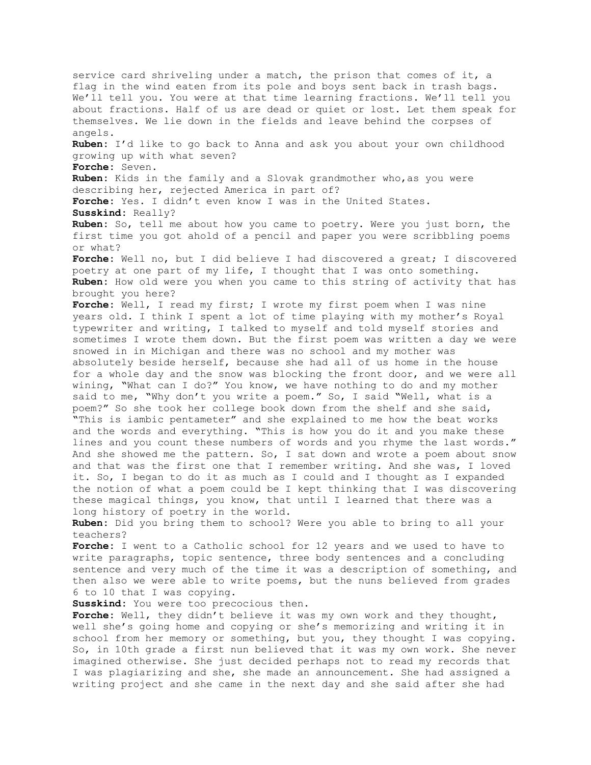service card shriveling under a match, the prison that comes of it, a flag in the wind eaten from its pole and boys sent back in trash bags. We'll tell you. You were at that time learning fractions. We'll tell you about fractions. Half of us are dead or quiet or lost. Let them speak for themselves. We lie down in the fields and leave behind the corpses of angels.

**Ruben**: I'd like to go back to Anna and ask you about your own childhood growing up with what seven?

**Forche**: Seven.

**Ruben**: Kids in the family and a Slovak grandmother who,as you were describing her, rejected America in part of?

**Forche**: Yes. I didn't even know I was in the United States.

**Susskind**: Really?

**Ruben**: So, tell me about how you came to poetry. Were you just born, the first time you got ahold of a pencil and paper you were scribbling poems or what?

**Forche**: Well no, but I did believe I had discovered a great; I discovered poetry at one part of my life, I thought that I was onto something.

**Ruben**: How old were you when you came to this string of activity that has brought you here?

**Forche**: Well, I read my first; I wrote my first poem when I was nine years old. I think I spent a lot of time playing with my mother's Royal typewriter and writing, I talked to myself and told myself stories and sometimes I wrote them down. But the first poem was written a day we were snowed in in Michigan and there was no school and my mother was absolutely beside herself, because she had all of us home in the house for a whole day and the snow was blocking the front door, and we were all wining, "What can I do?" You know, we have nothing to do and my mother said to me, "Why don't you write a poem." So, I said "Well, what is a poem?" So she took her college book down from the shelf and she said, "This is iambic pentameter" and she explained to me how the beat works and the words and everything. "This is how you do it and you make these lines and you count these numbers of words and you rhyme the last words." And she showed me the pattern. So, I sat down and wrote a poem about snow and that was the first one that I remember writing. And she was, I loved it. So, I began to do it as much as I could and I thought as I expanded the notion of what a poem could be I kept thinking that I was discovering these magical things, you know, that until I learned that there was a long history of poetry in the world.

**Ruben**: Did you bring them to school? Were you able to bring to all your teachers?

**Forche**: I went to a Catholic school for 12 years and we used to have to write paragraphs, topic sentence, three body sentences and a concluding sentence and very much of the time it was a description of something, and then also we were able to write poems, but the nuns believed from grades 6 to 10 that I was copying.

**Susskind**: You were too precocious then.

**Forche**: Well, they didn't believe it was my own work and they thought, well she's going home and copying or she's memorizing and writing it in school from her memory or something, but you, they thought I was copying. So, in 10th grade a first nun believed that it was my own work. She never imagined otherwise. She just decided perhaps not to read my records that I was plagiarizing and she, she made an announcement. She had assigned a writing project and she came in the next day and she said after she had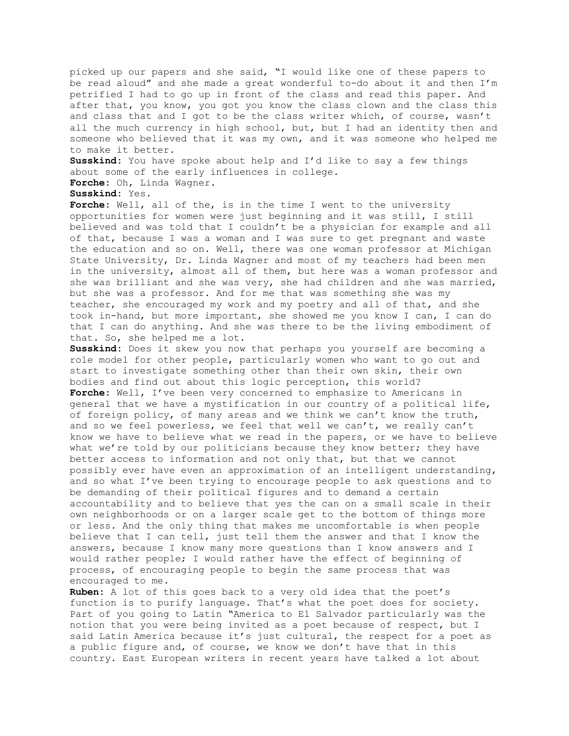picked up our papers and she said, "I would like one of these papers to be read aloud" and she made a great wonderful to-do about it and then I'm petrified I had to go up in front of the class and read this paper. And after that, you know, you got you know the class clown and the class this and class that and I got to be the class writer which, of course, wasn't all the much currency in high school, but, but I had an identity then and someone who believed that it was my own, and it was someone who helped me to make it better.

**Susskind**: You have spoke about help and I'd like to say a few things about some of the early influences in college.

**Forche**: Oh, Linda Wagner.

**Susskind**: Yes.

**Forche**: Well, all of the, is in the time I went to the university opportunities for women were just beginning and it was still, I still believed and was told that I couldn't be a physician for example and all of that, because I was a woman and I was sure to get pregnant and waste the education and so on. Well, there was one woman professor at Michigan State University, Dr. Linda Wagner and most of my teachers had been men in the university, almost all of them, but here was a woman professor and she was brilliant and she was very, she had children and she was married, but she was a professor. And for me that was something she was my teacher, she encouraged my work and my poetry and all of that, and she took in-hand, but more important, she showed me you know I can, I can do that I can do anything. And she was there to be the living embodiment of that. So, she helped me a lot.

**Susskind**: Does it skew you now that perhaps you yourself are becoming a role model for other people, particularly women who want to go out and start to investigate something other than their own skin, their own bodies and find out about this logic perception, this world?

**Forche**: Well, I've been very concerned to emphasize to Americans in general that we have a mystification in our country of a political life, of foreign policy, of many areas and we think we can't know the truth, and so we feel powerless, we feel that well we can't, we really can't know we have to believe what we read in the papers, or we have to believe what we're told by our politicians because they know better; they have better access to information and not only that, but that we cannot possibly ever have even an approximation of an intelligent understanding, and so what I've been trying to encourage people to ask questions and to be demanding of their political figures and to demand a certain accountability and to believe that yes the can on a small scale in their own neighborhoods or on a larger scale get to the bottom of things more or less. And the only thing that makes me uncomfortable is when people believe that I can tell, just tell them the answer and that I know the answers, because I know many more questions than I know answers and I would rather people; I would rather have the effect of beginning of process, of encouraging people to begin the same process that was encouraged to me.

**Ruben**: A lot of this goes back to a very old idea that the poet's function is to purify language. That's what the poet does for society. Part of you going to Latin "America to El Salvador particularly was the notion that you were being invited as a poet because of respect, but I said Latin America because it's just cultural, the respect for a poet as a public figure and, of course, we know we don't have that in this country. East European writers in recent years have talked a lot about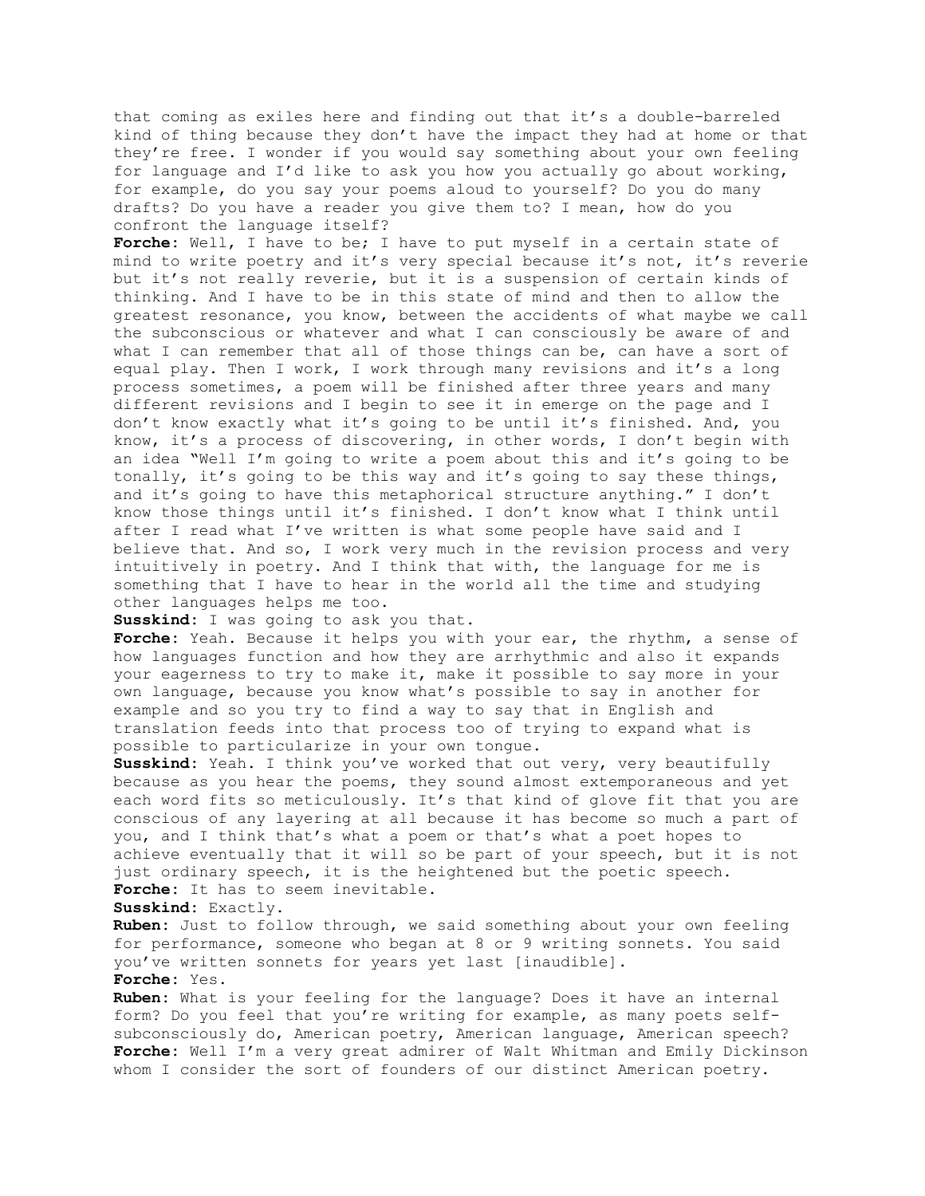that coming as exiles here and finding out that it's a double-barreled kind of thing because they don't have the impact they had at home or that they're free. I wonder if you would say something about your own feeling for language and I'd like to ask you how you actually go about working, for example, do you say your poems aloud to yourself? Do you do many drafts? Do you have a reader you give them to? I mean, how do you confront the language itself?

**Forche**: Well, I have to be; I have to put myself in a certain state of mind to write poetry and it's very special because it's not, it's reverie but it's not really reverie, but it is a suspension of certain kinds of thinking. And I have to be in this state of mind and then to allow the greatest resonance, you know, between the accidents of what maybe we call the subconscious or whatever and what I can consciously be aware of and what I can remember that all of those things can be, can have a sort of equal play. Then I work, I work through many revisions and it's a long process sometimes, a poem will be finished after three years and many different revisions and I begin to see it in emerge on the page and I don't know exactly what it's going to be until it's finished. And, you know, it's a process of discovering, in other words, I don't begin with an idea "Well I'm going to write a poem about this and it's going to be tonally, it's going to be this way and it's going to say these things, and it's going to have this metaphorical structure anything." I don't know those things until it's finished. I don't know what I think until after I read what I've written is what some people have said and I believe that. And so, I work very much in the revision process and very intuitively in poetry. And I think that with, the language for me is something that I have to hear in the world all the time and studying other languages helps me too.

**Susskind**: I was going to ask you that.

**Forche**: Yeah. Because it helps you with your ear, the rhythm, a sense of how languages function and how they are arrhythmic and also it expands your eagerness to try to make it, make it possible to say more in your own language, because you know what's possible to say in another for example and so you try to find a way to say that in English and translation feeds into that process too of trying to expand what is possible to particularize in your own tongue.

**Susskind**: Yeah. I think you've worked that out very, very beautifully because as you hear the poems, they sound almost extemporaneous and yet each word fits so meticulously. It's that kind of glove fit that you are conscious of any layering at all because it has become so much a part of you, and I think that's what a poem or that's what a poet hopes to achieve eventually that it will so be part of your speech, but it is not just ordinary speech, it is the heightened but the poetic speech.

**Forche**: It has to seem inevitable.

**Susskind**: Exactly.

**Ruben**: Just to follow through, we said something about your own feeling for performance, someone who began at 8 or 9 writing sonnets. You said you've written sonnets for years yet last [inaudible].

**Forche**: Yes.

**Ruben**: What is your feeling for the language? Does it have an internal form? Do you feel that you're writing for example, as many poets self-subconsciously do, American poetry, American language, American speech?

**Forche**: Well I'm a very great admirer of Walt Whitman and Emily Dickinson whom I consider the sort of founders of our distinct American poetry.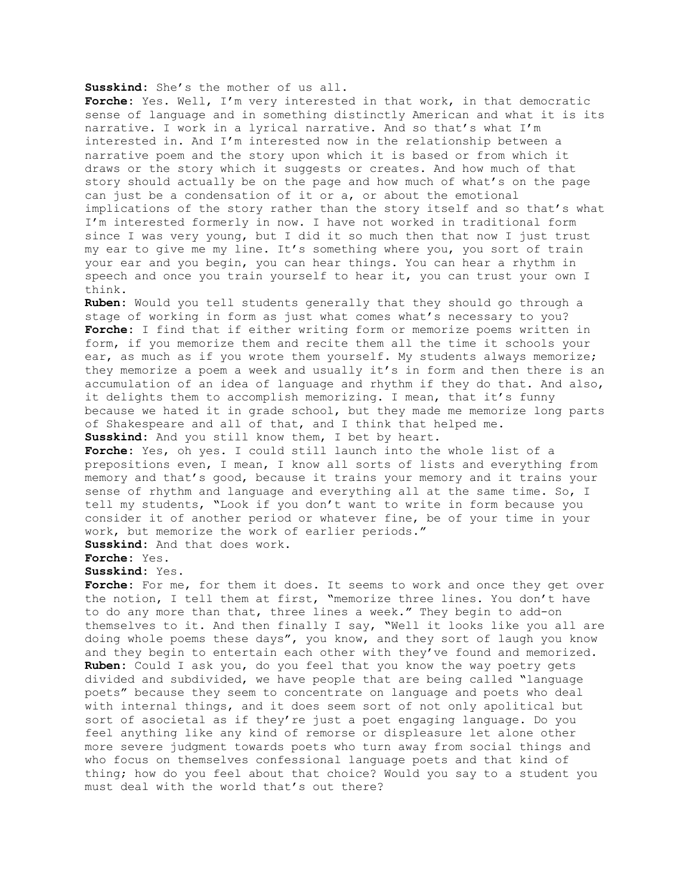**Susskind**: She's the mother of us all.

**Forche**: Yes. Well, I'm very interested in that work, in that democratic sense of language and in something distinctly American and what it is its narrative. I work in a lyrical narrative. And so that's what I'm interested in. And I'm interested now in the relationship between a narrative poem and the story upon which it is based or from which it draws or the story which it suggests or creates. And how much of that story should actually be on the page and how much of what's on the page can just be a condensation of it or a, or about the emotional implications of the story rather than the story itself and so that's what I'm interested formerly in now. I have not worked in traditional form since I was very young, but I did it so much then that now I just trust my ear to give me my line. It's something where you, you sort of train your ear and you begin, you can hear things. You can hear a rhythm in speech and once you train yourself to hear it, you can trust your own I think.

**Ruben**: Would you tell students generally that they should go through a stage of working in form as just what comes what's necessary to you?

**Forche**: I find that if either writing form or memorize poems written in form, if you memorize them and recite them all the time it schools your ear, as much as if you wrote them yourself. My students always memorize; they memorize a poem a week and usually it's in form and then there is an accumulation of an idea of language and rhythm if they do that. And also, it delights them to accomplish memorizing. I mean, that it's funny because we hated it in grade school, but they made me memorize long parts of Shakespeare and all of that, and I think that helped me.

**Susskind**: And you still know them, I bet by heart.

**Forche**: Yes, oh yes. I could still launch into the whole list of a prepositions even, I mean, I know all sorts of lists and everything from memory and that's good, because it trains your memory and it trains your sense of rhythm and language and everything all at the same time. So, I tell my students, "Look if you don't want to write in form because you consider it of another period or whatever fine, be of your time in your work, but memorize the work of earlier periods."

**Susskind**: And that does work.

**Forche**: Yes.

**Susskind**: Yes.

**Forche**: For me, for them it does. It seems to work and once they get over the notion, I tell them at first, "memorize three lines. You don't have to do any more than that, three lines a week." They begin to add-on themselves to it. And then finally I say, "Well it looks like you all are doing whole poems these days", you know, and they sort of laugh you know and they begin to entertain each other with they've found and memorized.

**Ruben**: Could I ask you, do you feel that you know the way poetry gets divided and subdivided, we have people that are being called "language poets" because they seem to concentrate on language and poets who deal with internal things, and it does seem sort of not only apolitical but sort of asocietal as if they're just a poet engaging language. Do you feel anything like any kind of remorse or displeasure let alone other more severe judgment towards poets who turn away from social things and who focus on themselves confessional language poets and that kind of thing; how do you feel about that choice? Would you say to a student you must deal with the world that's out there?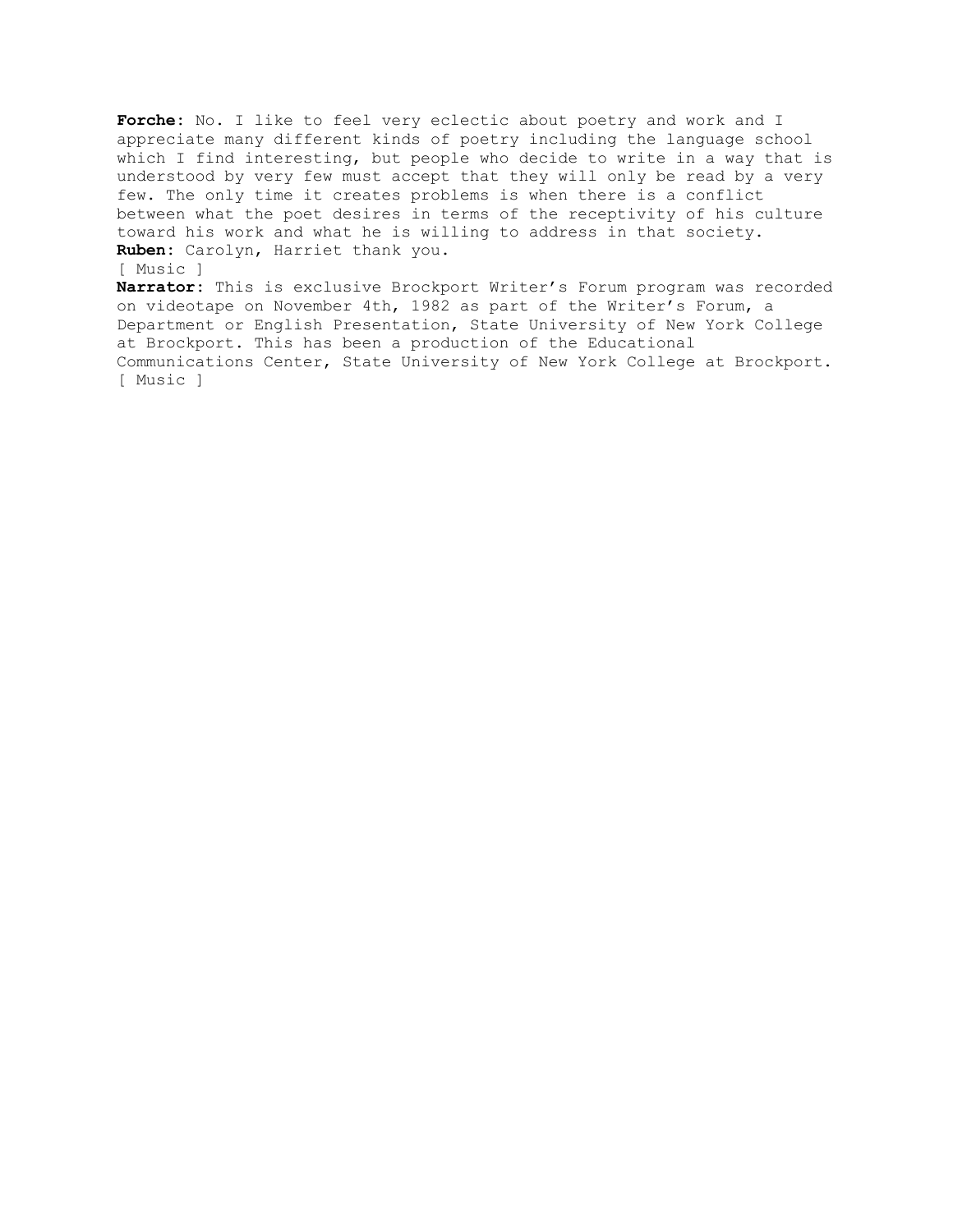**Forche**: No. I like to feel very eclectic about poetry and work and I appreciate many different kinds of poetry including the language school which I find interesting, but people who decide to write in a way that is understood by very few must accept that they will only be read by a very few. The only time it creates problems is when there is a conflict between what the poet desires in terms of the receptivity of his culture toward his work and what he is willing to address in that society.

**Ruben**: Carolyn, Harriet thank you.

[ Music ]

**Narrator**: This is exclusive Brockport Writer's Forum program was recorded on videotape on November 4th, 1982 as part of the Writer's Forum, a Department or English Presentation, State University of New York College at Brockport. This has been a production of the Educational Communications Center, State University of New York College at Brockport.

[ Music ]